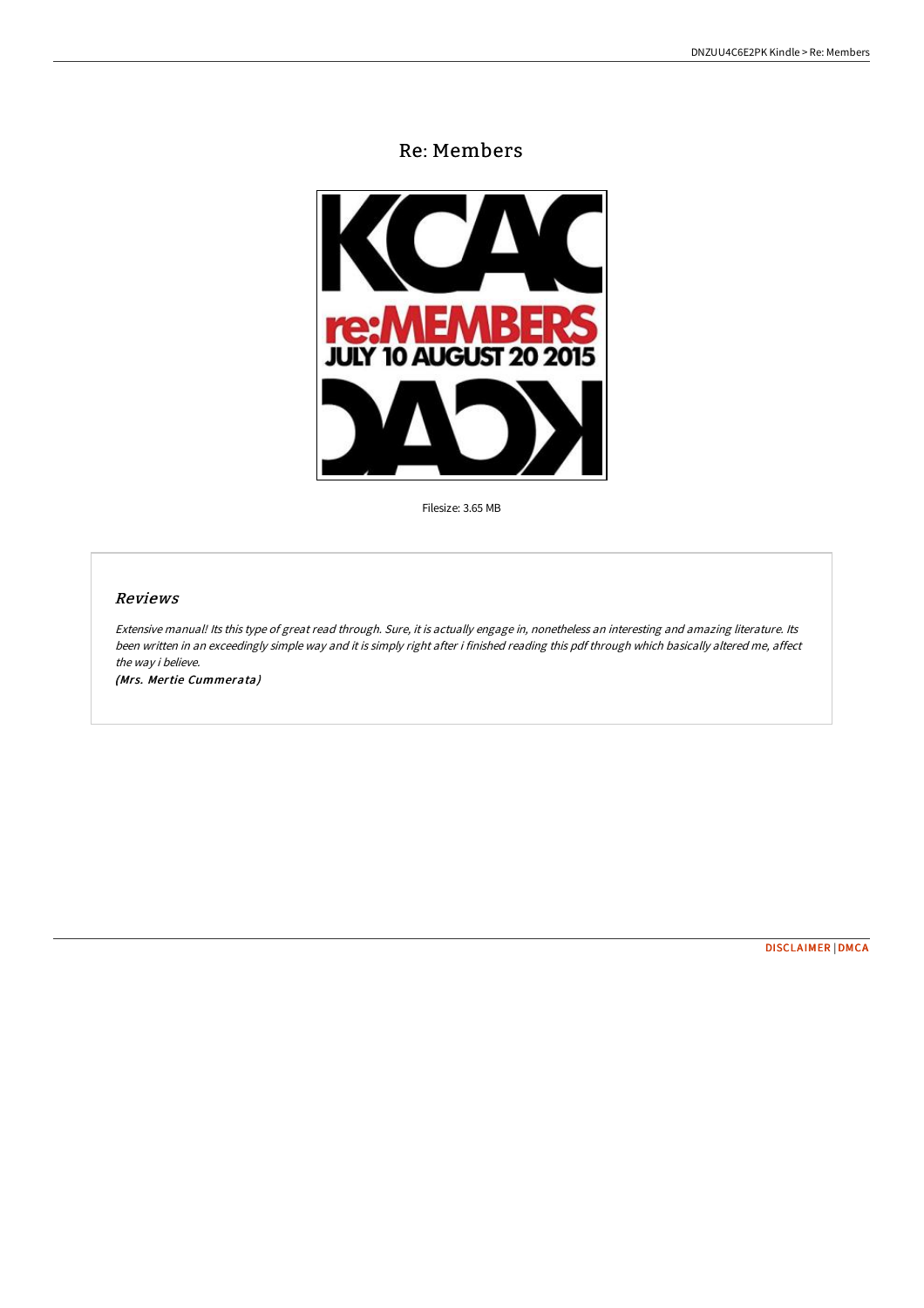# Re: Members

Filesize: 3.65 MB

## Reviews

*Extensive manual! Its this type of great read through. Sure, it is actually engage in, nonetheless an interesting and amazing literature. Its been written in an exceedingly simple way and it is simply right after i finished reading this pdf through which basically altered me, affect the way i believe.*

*(Mrs. Mertie Cummerata)*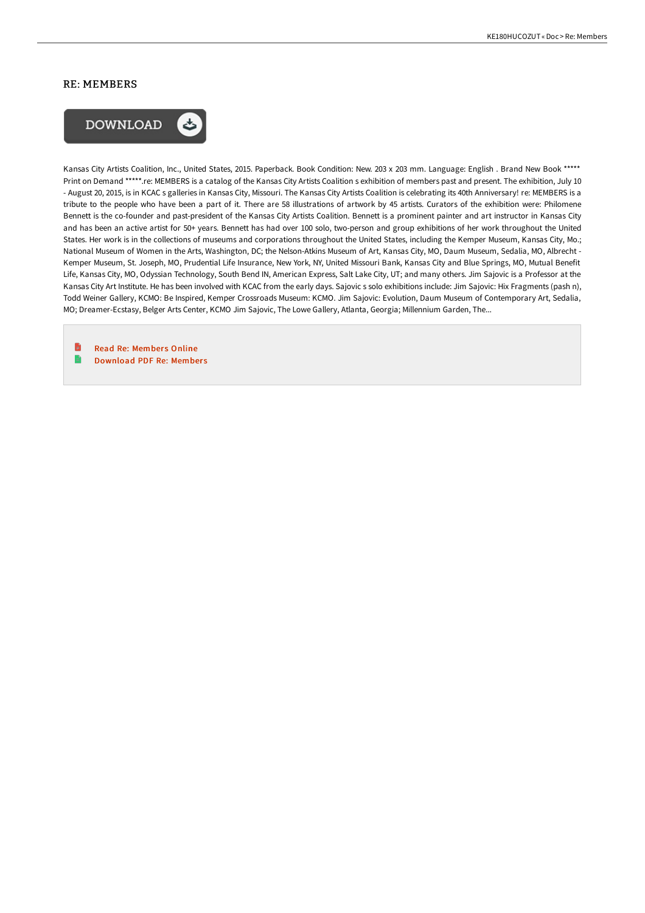## RE: MEMBERS

DOWNLOAD

Kansas City Artists Coalition, Inc., United States, 2015. Paperback. Book Condition: New. 203 x 203 mm. Language: English . Brand New Book ***** Print on Demand *****.re: MEMBERS is a catalog of the Kansas City Artists Coalition s exhibition of members past and present. The exhibition, July 10 - August 20, 2015, is in KCAC s galleries in Kansas City, Missouri. The Kansas City Artists Coalition is celebrating its 40th Anniversary! re: MEMBERS is a tribute to the people who have been a part of it. There are 58 illustrations of artwork by 45 artists. Curators of the exhibition were: Philomene Bennett is the co-founder and past-president of the Kansas City Artists Coalition. Bennett is a prominent painter and art instructor in Kansas City and has been an active artist for 50+ years. Bennett has had over 100 solo, two-person and group exhibitions of her work throughout the United States. Her work is in the collections of museums and corporations throughout the United States, including the Kemper Museum, Kansas City, Mo.; National Museum of Women in the Arts, Washington, DC; the Nelson-Atkins Museum of Art, Kansas City, MO, Daum Museum, Sedalia, MO, Albrecht - Kemper Museum, St. Joseph, MO, Prudential Life Insurance, New York, NY, United Missouri Bank, Kansas City and Blue Springs, MO, Mutual Benefit Life, Kansas City, MO, Odyssian Technology, South Bend IN, American Express, Salt Lake City, UT; and many others. Jim Sajovic is a Professor at the Kansas City Art Institute. He has been involved with KCAC from the early days. Sajovic s solo exhibitions include: Jim Sajovic: Hix Fragments (pash n), Todd Weiner Gallery, KCMO: Be Inspired, Kemper Crossroads Museum: KCMO. Jim Sajovic: Evolution, Daum Museum of Contemporary Art, Sedalia, MO; Dreamer-Ecstasy, Belger Arts Center, KCMO Jim Sajovic, The Lowe Gallery, Atlanta, Georgia; Millennium Garden, The...

- Read Re: Members Online
- Download PDF Re: Members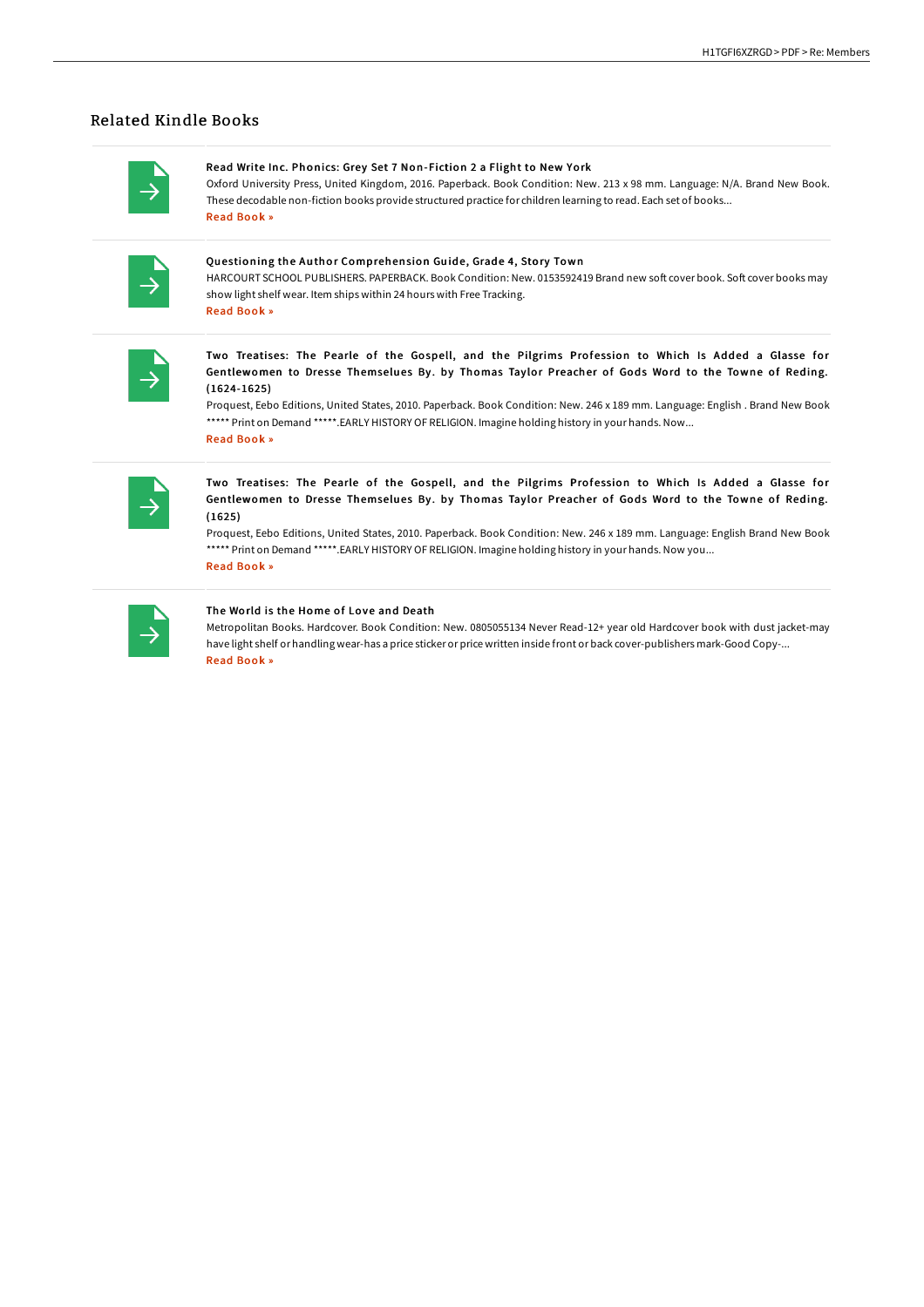## Related Kindle Books

### Read Write Inc. Phonics: Grey Set 7 Non-Fiction 2 a Flight to New York

Oxford University Press, United Kingdom, 2016. Paperback. Book Condition: New. 213 x 98 mm. Language: N/A. Brand New Book. These decodable non-fiction books provide structured practice for children learning to read. Each set of books...

Read Book »

### Questioning the Author Comprehension Guide, Grade 4, Story Town

HARCOURT SCHOOL PUBLISHERS. PAPERBACK. Book Condition: New. 0153592419 Brand new soft cover book. Soft cover books may show light shelf wear. Item ships within 24 hours with Free Tracking.

Read Book »

### Two Treatises: The Pearle of the Gospell, and the Pilgrims Profession to Which Is Added a Glasse for Gentlewomen to Dresse Themselues By. by Thomas Taylor Preacher of Gods Word to the Towne of Reding. (1624-1625)

Proquest, Eebo Editions, United States, 2010. Paperback. Book Condition: New. 246 x 189 mm. Language: English . Brand New Book ***** Print on Demand *****.EARLY HISTORY OF RELIGION. Imagine holding history in your hands. Now...

Read Book »

### Two Treatises: The Pearle of the Gospell, and the Pilgrims Profession to Which Is Added a Glasse for Gentlewomen to Dresse Themselues By. by Thomas Taylor Preacher of Gods Word to the Towne of Reding. (1625)

Proquest, Eebo Editions, United States, 2010. Paperback. Book Condition: New. 246 x 189 mm. Language: English Brand New Book ***** Print on Demand *****.EARLY HISTORY OF RELIGION. Imagine holding history in your hands. Now you...

Read Book »

### The World is the Home of Love and Death

Metropolitan Books. Hardcover. Book Condition: New. 0805055134 Never Read-12+ year old Hardcover book with dust jacket-may have light shelf or handling wear-has a price sticker or price written inside front or back cover-publishers mark-Good Copy-...

Read Book »